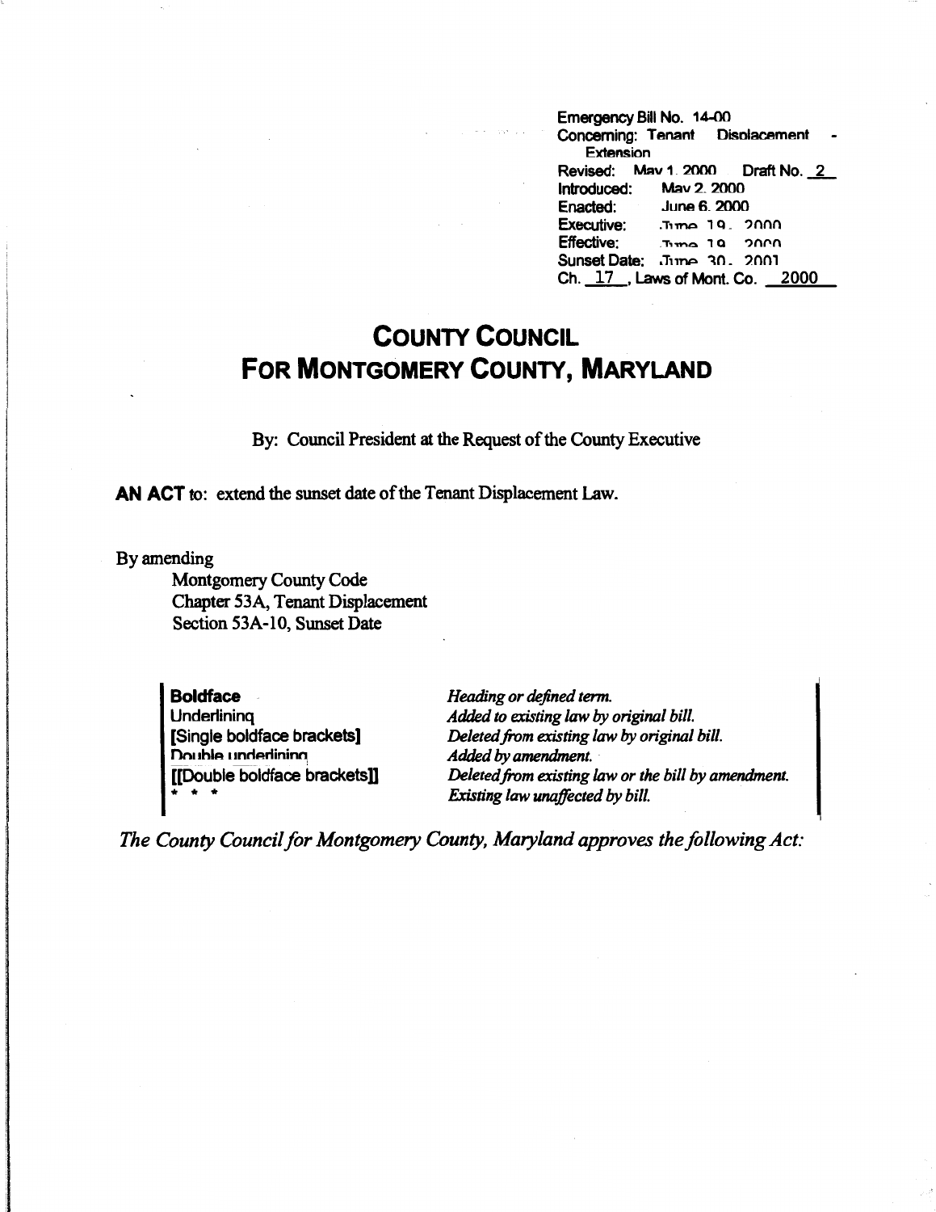Emergency Bill No. 14-00
Concerning: Tenant Displacement - Extension
Revised: May 1, 2000 Draft No. 2
Introduced: May 2, 2000
Enacted: June 6, 2000
Executive: June 19, 2000
Effective: June 19, 2000
Sunset Date: June 30, 2001
Ch. 17, Laws of Mont. Co. 2000

# COUNTY COUNCIL FOR MONTGOMERY COUNTY, MARYLAND

By: Council President at the Request of the County Executive

**AN ACT** to: extend the sunset date of the Tenant Displacement Law.

By amending
Montgomery County Code
Chapter 53A, Tenant Displacement
Section 53A-10, Sunset Date

| | |
|---|---|
| **Boldface** | *Heading or defined term.* |
| Underlining | *Added to existing law by original bill.* |
| **[Single boldface brackets]** | *Deleted from existing law by original bill.* |
| Double underlining | *Added by amendment.* |
| **[[Double boldface brackets]]** | *Deleted from existing law or the bill by amendment.* |
| * * * | *Existing law unaffected by bill.* |

*The County Council for Montgomery County, Maryland approves the following Act:*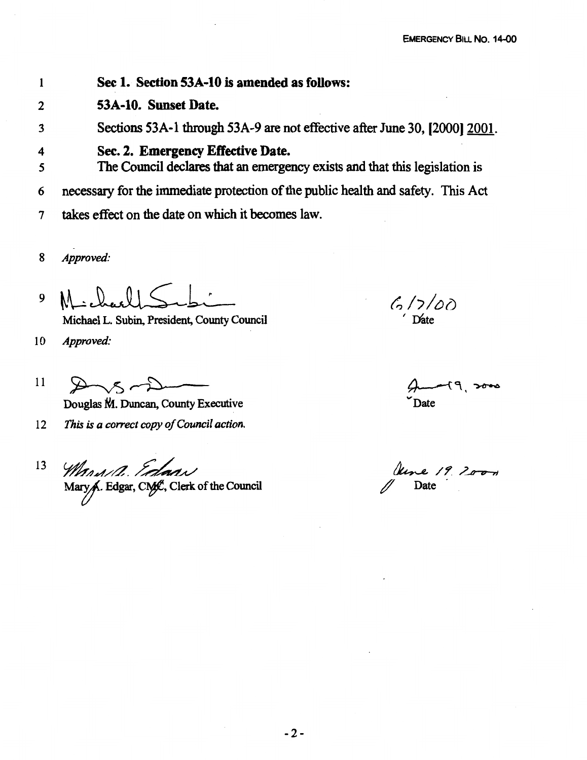1 **Sec 1. Section 53A-10 is amended as follows:**

2 **53A-10. Sunset Date.**

3 Sections 53A-1 through 53A-9 are not effective after June 30, [2000] 2001.

4 **Sec. 2. Emergency Effective Date.**

5 The Council declares that an emergency exists and that this legislation is

6 necessary for the immediate protection of the public health and safety. This Act

7 takes effect on the date on which it becomes law.

8 *Approved:*

9 Michael L. Subin, President, County Council — 6/7/00 Date

10 *Approved:*

11 Douglas M. Duncan, County Executive — June 19, 2000 Date

12 *This is a correct copy of Council action.*

13 Mary A. Edgar, CMC, Clerk of the Council — June 19 2000 Date